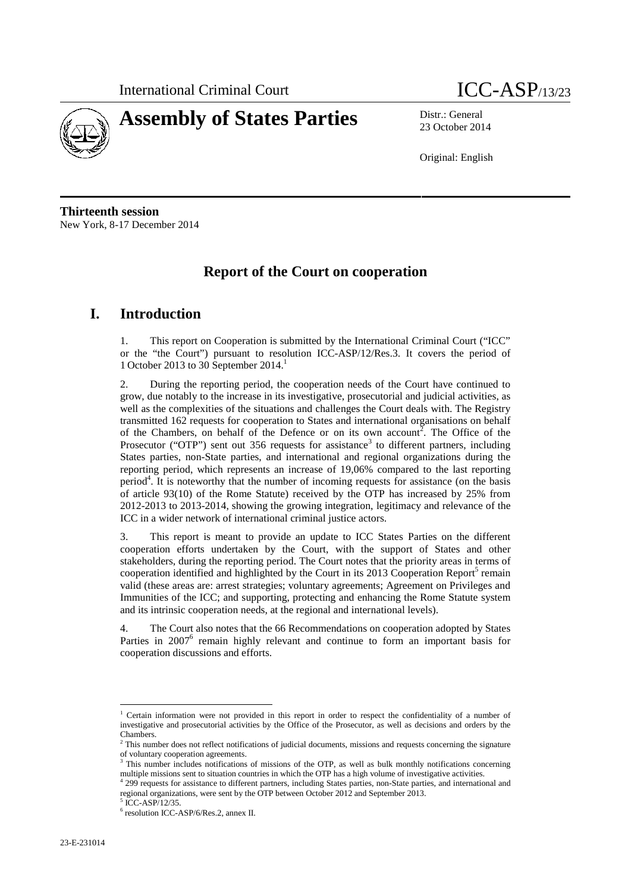International Criminal Court

ICC-ASP/13/23

# Assembly of States Parties

Distr.: General
23 October 2014

Original: English

**Thirteenth session**
New York, 8-17 December 2014

## Report of the Court on cooperation

## I. Introduction

1. This report on Cooperation is submitted by the International Criminal Court ("ICC" or the "the Court") pursuant to resolution ICC-ASP/12/Res.3. It covers the period of 1 October 2013 to 30 September 2014.[1]

2. During the reporting period, the cooperation needs of the Court have continued to grow, due notably to the increase in its investigative, prosecutorial and judicial activities, as well as the complexities of the situations and challenges the Court deals with. The Registry transmitted 162 requests for cooperation to States and international organisations on behalf of the Chambers, on behalf of the Defence or on its own account[2]. The Office of the Prosecutor ("OTP") sent out 356 requests for assistance[3] to different partners, including States parties, non-State parties, and international and regional organizations during the reporting period, which represents an increase of 19,06% compared to the last reporting period[4]. It is noteworthy that the number of incoming requests for assistance (on the basis of article 93(10) of the Rome Statute) received by the OTP has increased by 25% from 2012-2013 to 2013-2014, showing the growing integration, legitimacy and relevance of the ICC in a wider network of international criminal justice actors.

3. This report is meant to provide an update to ICC States Parties on the different cooperation efforts undertaken by the Court, with the support of States and other stakeholders, during the reporting period. The Court notes that the priority areas in terms of cooperation identified and highlighted by the Court in its 2013 Cooperation Report[5] remain valid (these areas are: arrest strategies; voluntary agreements; Agreement on Privileges and Immunities of the ICC; and supporting, protecting and enhancing the Rome Statute system and its intrinsic cooperation needs, at the regional and international levels).

4. The Court also notes that the 66 Recommendations on cooperation adopted by States Parties in 2007[6] remain highly relevant and continue to form an important basis for cooperation discussions and efforts.

---

[1] Certain information were not provided in this report in order to respect the confidentiality of a number of investigative and prosecutorial activities by the Office of the Prosecutor, as well as decisions and orders by the Chambers.

[2] This number does not reflect notifications of judicial documents, missions and requests concerning the signature of voluntary cooperation agreements.

[3] This number includes notifications of missions of the OTP, as well as bulk monthly notifications concerning multiple missions sent to situation countries in which the OTP has a high volume of investigative activities.

[4] 299 requests for assistance to different partners, including States parties, non-State parties, and international and regional organizations, were sent by the OTP between October 2012 and September 2013.

[5] ICC-ASP/12/35.

[6] resolution ICC-ASP/6/Res.2, annex II.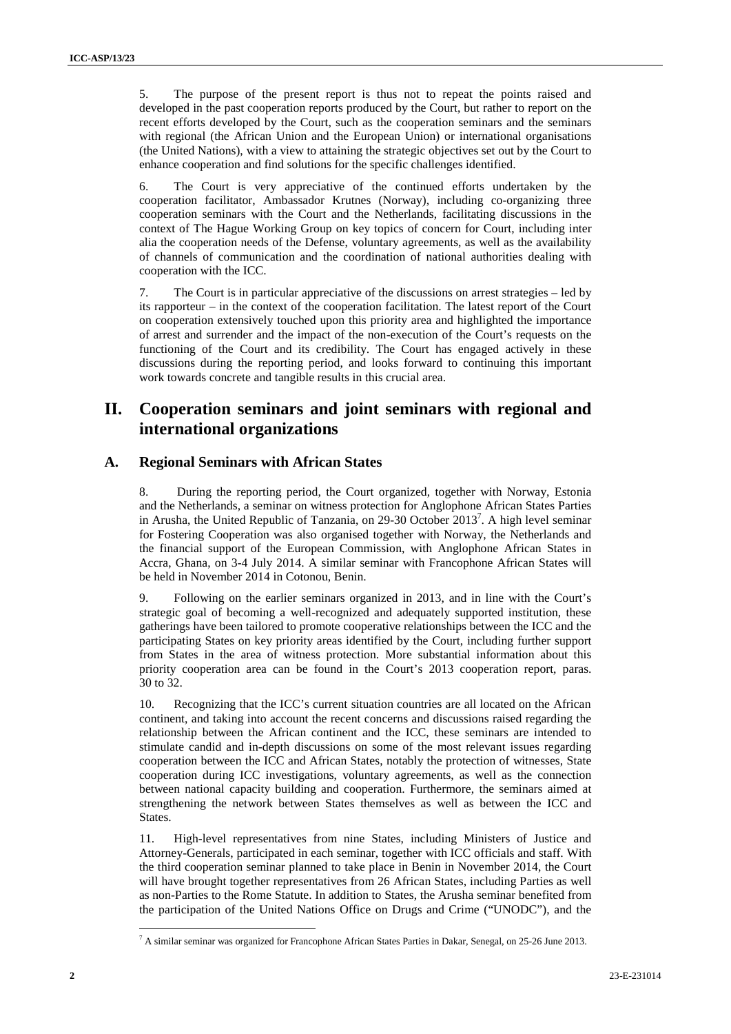5. The purpose of the present report is thus not to repeat the points raised and developed in the past cooperation reports produced by the Court, but rather to report on the recent efforts developed by the Court, such as the cooperation seminars and the seminars with regional (the African Union and the European Union) or international organisations (the United Nations), with a view to attaining the strategic objectives set out by the Court to enhance cooperation and find solutions for the specific challenges identified.

6. The Court is very appreciative of the continued efforts undertaken by the cooperation facilitator, Ambassador Krutnes (Norway), including co-organizing three cooperation seminars with the Court and the Netherlands, facilitating discussions in the context of The Hague Working Group on key topics of concern for Court, including inter alia the cooperation needs of the Defense, voluntary agreements, as well as the availability of channels of communication and the coordination of national authorities dealing with cooperation with the ICC.

7. The Court is in particular appreciative of the discussions on arrest strategies – led by its rapporteur – in the context of the cooperation facilitation. The latest report of the Court on cooperation extensively touched upon this priority area and highlighted the importance of arrest and surrender and the impact of the non-execution of the Court's requests on the functioning of the Court and its credibility. The Court has engaged actively in these discussions during the reporting period, and looks forward to continuing this important work towards concrete and tangible results in this crucial area.

# II. Cooperation seminars and joint seminars with regional and international organizations

## A. Regional Seminars with African States

8. During the reporting period, the Court organized, together with Norway, Estonia and the Netherlands, a seminar on witness protection for Anglophone African States Parties in Arusha, the United Republic of Tanzania, on 29-30 October 2013[7]. A high level seminar for Fostering Cooperation was also organised together with Norway, the Netherlands and the financial support of the European Commission, with Anglophone African States in Accra, Ghana, on 3-4 July 2014. A similar seminar with Francophone African States will be held in November 2014 in Cotonou, Benin.

9. Following on the earlier seminars organized in 2013, and in line with the Court's strategic goal of becoming a well-recognized and adequately supported institution, these gatherings have been tailored to promote cooperative relationships between the ICC and the participating States on key priority areas identified by the Court, including further support from States in the area of witness protection. More substantial information about this priority cooperation area can be found in the Court's 2013 cooperation report, paras. 30 to 32.

10. Recognizing that the ICC's current situation countries are all located on the African continent, and taking into account the recent concerns and discussions raised regarding the relationship between the African continent and the ICC, these seminars are intended to stimulate candid and in-depth discussions on some of the most relevant issues regarding cooperation between the ICC and African States, notably the protection of witnesses, State cooperation during ICC investigations, voluntary agreements, as well as the connection between national capacity building and cooperation. Furthermore, the seminars aimed at strengthening the network between States themselves as well as between the ICC and States.

11. High-level representatives from nine States, including Ministers of Justice and Attorney-Generals, participated in each seminar, together with ICC officials and staff. With the third cooperation seminar planned to take place in Benin in November 2014, the Court will have brought together representatives from 26 African States, including Parties as well as non-Parties to the Rome Statute. In addition to States, the Arusha seminar benefited from the participation of the United Nations Office on Drugs and Crime ("UNODC"), and the

[7] A similar seminar was organized for Francophone African States Parties in Dakar, Senegal, on 25-26 June 2013.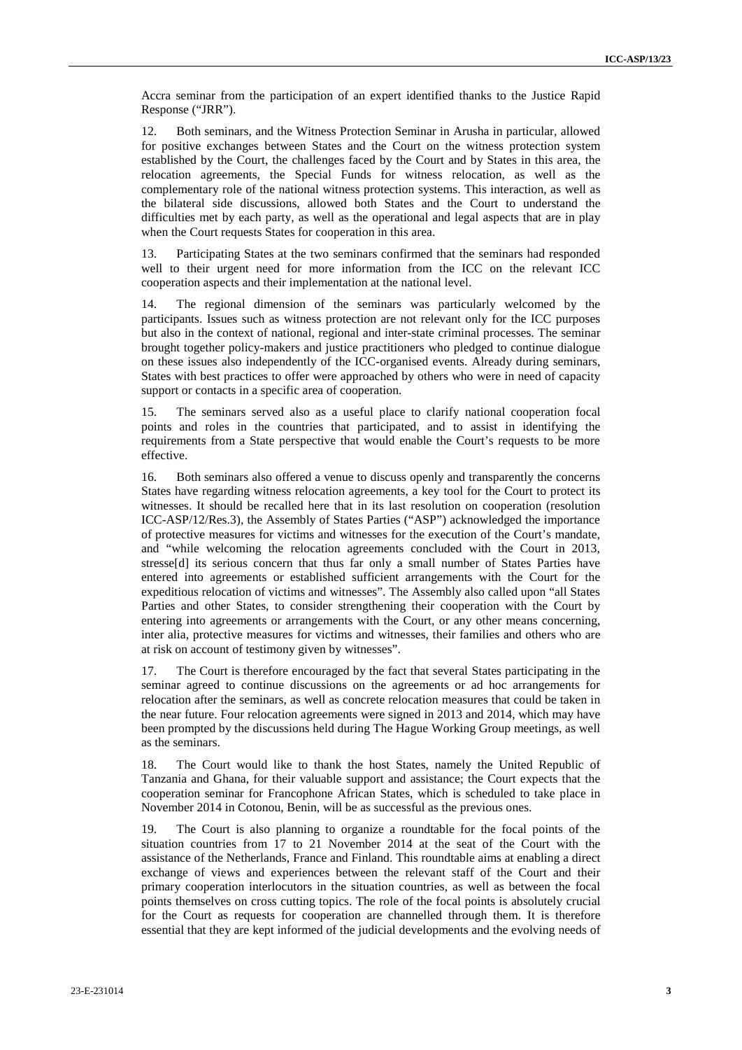Accra seminar from the participation of an expert identified thanks to the Justice Rapid Response ("JRR").

12. Both seminars, and the Witness Protection Seminar in Arusha in particular, allowed for positive exchanges between States and the Court on the witness protection system established by the Court, the challenges faced by the Court and by States in this area, the relocation agreements, the Special Funds for witness relocation, as well as the complementary role of the national witness protection systems. This interaction, as well as the bilateral side discussions, allowed both States and the Court to understand the difficulties met by each party, as well as the operational and legal aspects that are in play when the Court requests States for cooperation in this area.

13. Participating States at the two seminars confirmed that the seminars had responded well to their urgent need for more information from the ICC on the relevant ICC cooperation aspects and their implementation at the national level.

14. The regional dimension of the seminars was particularly welcomed by the participants. Issues such as witness protection are not relevant only for the ICC purposes but also in the context of national, regional and inter-state criminal processes. The seminar brought together policy-makers and justice practitioners who pledged to continue dialogue on these issues also independently of the ICC-organised events. Already during seminars, States with best practices to offer were approached by others who were in need of capacity support or contacts in a specific area of cooperation.

15. The seminars served also as a useful place to clarify national cooperation focal points and roles in the countries that participated, and to assist in identifying the requirements from a State perspective that would enable the Court's requests to be more effective.

16. Both seminars also offered a venue to discuss openly and transparently the concerns States have regarding witness relocation agreements, a key tool for the Court to protect its witnesses. It should be recalled here that in its last resolution on cooperation (resolution ICC-ASP/12/Res.3), the Assembly of States Parties ("ASP") acknowledged the importance of protective measures for victims and witnesses for the execution of the Court's mandate, and "while welcoming the relocation agreements concluded with the Court in 2013, stresse[d] its serious concern that thus far only a small number of States Parties have entered into agreements or established sufficient arrangements with the Court for the expeditious relocation of victims and witnesses". The Assembly also called upon "all States Parties and other States, to consider strengthening their cooperation with the Court by entering into agreements or arrangements with the Court, or any other means concerning, inter alia, protective measures for victims and witnesses, their families and others who are at risk on account of testimony given by witnesses".

17. The Court is therefore encouraged by the fact that several States participating in the seminar agreed to continue discussions on the agreements or ad hoc arrangements for relocation after the seminars, as well as concrete relocation measures that could be taken in the near future. Four relocation agreements were signed in 2013 and 2014, which may have been prompted by the discussions held during The Hague Working Group meetings, as well as the seminars.

18. The Court would like to thank the host States, namely the United Republic of Tanzania and Ghana, for their valuable support and assistance; the Court expects that the cooperation seminar for Francophone African States, which is scheduled to take place in November 2014 in Cotonou, Benin, will be as successful as the previous ones.

19. The Court is also planning to organize a roundtable for the focal points of the situation countries from 17 to 21 November 2014 at the seat of the Court with the assistance of the Netherlands, France and Finland. This roundtable aims at enabling a direct exchange of views and experiences between the relevant staff of the Court and their primary cooperation interlocutors in the situation countries, as well as between the focal points themselves on cross cutting topics. The role of the focal points is absolutely crucial for the Court as requests for cooperation are channelled through them. It is therefore essential that they are kept informed of the judicial developments and the evolving needs of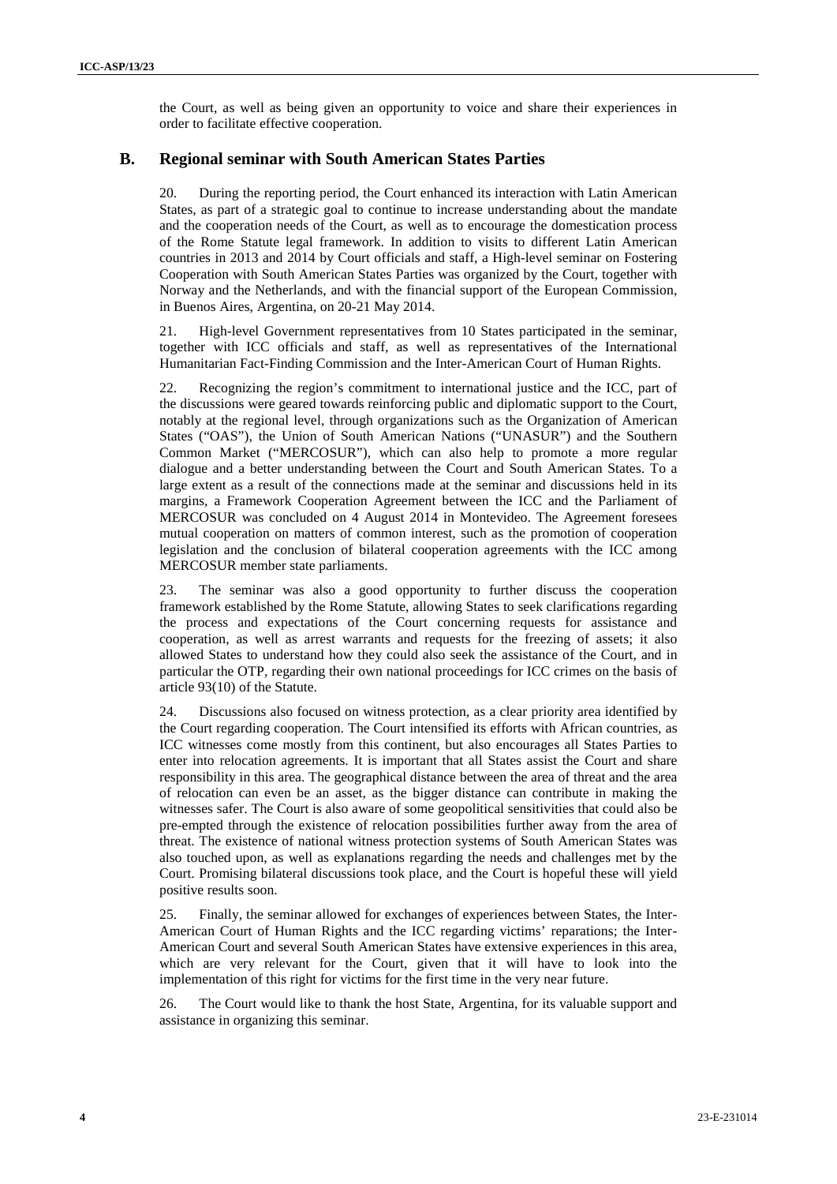the Court, as well as being given an opportunity to voice and share their experiences in order to facilitate effective cooperation.

## B. Regional seminar with South American States Parties

20. During the reporting period, the Court enhanced its interaction with Latin American States, as part of a strategic goal to continue to increase understanding about the mandate and the cooperation needs of the Court, as well as to encourage the domestication process of the Rome Statute legal framework. In addition to visits to different Latin American countries in 2013 and 2014 by Court officials and staff, a High-level seminar on Fostering Cooperation with South American States Parties was organized by the Court, together with Norway and the Netherlands, and with the financial support of the European Commission, in Buenos Aires, Argentina, on 20-21 May 2014.

21. High-level Government representatives from 10 States participated in the seminar, together with ICC officials and staff, as well as representatives of the International Humanitarian Fact-Finding Commission and the Inter-American Court of Human Rights.

22. Recognizing the region's commitment to international justice and the ICC, part of the discussions were geared towards reinforcing public and diplomatic support to the Court, notably at the regional level, through organizations such as the Organization of American States ("OAS"), the Union of South American Nations ("UNASUR") and the Southern Common Market ("MERCOSUR"), which can also help to promote a more regular dialogue and a better understanding between the Court and South American States. To a large extent as a result of the connections made at the seminar and discussions held in its margins, a Framework Cooperation Agreement between the ICC and the Parliament of MERCOSUR was concluded on 4 August 2014 in Montevideo. The Agreement foresees mutual cooperation on matters of common interest, such as the promotion of cooperation legislation and the conclusion of bilateral cooperation agreements with the ICC among MERCOSUR member state parliaments.

23. The seminar was also a good opportunity to further discuss the cooperation framework established by the Rome Statute, allowing States to seek clarifications regarding the process and expectations of the Court concerning requests for assistance and cooperation, as well as arrest warrants and requests for the freezing of assets; it also allowed States to understand how they could also seek the assistance of the Court, and in particular the OTP, regarding their own national proceedings for ICC crimes on the basis of article 93(10) of the Statute.

24. Discussions also focused on witness protection, as a clear priority area identified by the Court regarding cooperation. The Court intensified its efforts with African countries, as ICC witnesses come mostly from this continent, but also encourages all States Parties to enter into relocation agreements. It is important that all States assist the Court and share responsibility in this area. The geographical distance between the area of threat and the area of relocation can even be an asset, as the bigger distance can contribute in making the witnesses safer. The Court is also aware of some geopolitical sensitivities that could also be pre-empted through the existence of relocation possibilities further away from the area of threat. The existence of national witness protection systems of South American States was also touched upon, as well as explanations regarding the needs and challenges met by the Court. Promising bilateral discussions took place, and the Court is hopeful these will yield positive results soon.

25. Finally, the seminar allowed for exchanges of experiences between States, the Inter-American Court of Human Rights and the ICC regarding victims' reparations; the Inter-American Court and several South American States have extensive experiences in this area, which are very relevant for the Court, given that it will have to look into the implementation of this right for victims for the first time in the very near future.

26. The Court would like to thank the host State, Argentina, for its valuable support and assistance in organizing this seminar.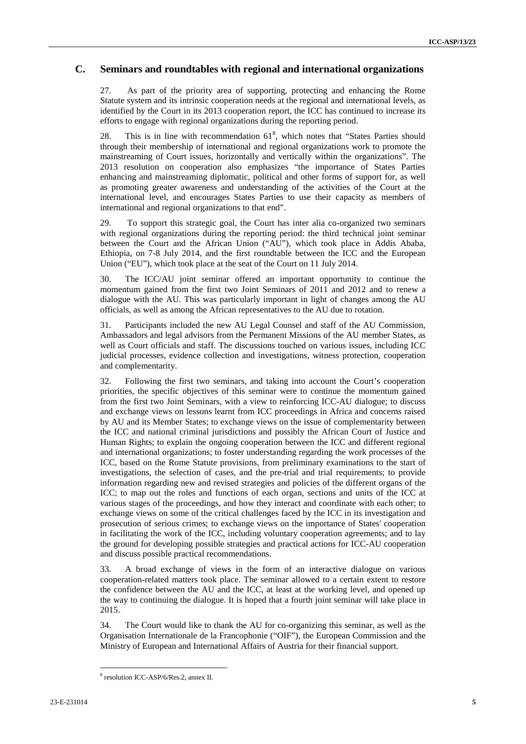## C. Seminars and roundtables with regional and international organizations

27. As part of the priority area of supporting, protecting and enhancing the Rome Statute system and its intrinsic cooperation needs at the regional and international levels, as identified by the Court in its 2013 cooperation report, the ICC has continued to increase its efforts to engage with regional organizations during the reporting period.

28. This is in line with recommendation 61[8], which notes that "States Parties should through their membership of international and regional organizations work to promote the mainstreaming of Court issues, horizontally and vertically within the organizations". The 2013 resolution on cooperation also emphasizes "the importance of States Parties enhancing and mainstreaming diplomatic, political and other forms of support for, as well as promoting greater awareness and understanding of the activities of the Court at the international level, and encourages States Parties to use their capacity as members of international and regional organizations to that end".

29. To support this strategic goal, the Court has inter alia co-organized two seminars with regional organizations during the reporting period: the third technical joint seminar between the Court and the African Union ("AU"), which took place in Addis Ababa, Ethiopia, on 7-8 July 2014, and the first roundtable between the ICC and the European Union ("EU"), which took place at the seat of the Court on 11 July 2014.

30. The ICC/AU joint seminar offered an important opportunity to continue the momentum gained from the first two Joint Seminars of 2011 and 2012 and to renew a dialogue with the AU. This was particularly important in light of changes among the AU officials, as well as among the African representatives to the AU due to rotation.

31. Participants included the new AU Legal Counsel and staff of the AU Commission, Ambassadors and legal advisors from the Permanent Missions of the AU member States, as well as Court officials and staff. The discussions touched on various issues, including ICC judicial processes, evidence collection and investigations, witness protection, cooperation and complementarity.

32. Following the first two seminars, and taking into account the Court's cooperation priorities, the specific objectives of this seminar were to continue the momentum gained from the first two Joint Seminars, with a view to reinforcing ICC-AU dialogue; to discuss and exchange views on lessons learnt from ICC proceedings in Africa and concerns raised by AU and its Member States; to exchange views on the issue of complementarity between the ICC and national criminal jurisdictions and possibly the African Court of Justice and Human Rights; to explain the ongoing cooperation between the ICC and different regional and international organizations; to foster understanding regarding the work processes of the ICC, based on the Rome Statute provisions, from preliminary examinations to the start of investigations, the selection of cases, and the pre-trial and trial requirements; to provide information regarding new and revised strategies and policies of the different organs of the ICC; to map out the roles and functions of each organ, sections and units of the ICC at various stages of the proceedings, and how they interact and coordinate with each other; to exchange views on some of the critical challenges faced by the ICC in its investigation and prosecution of serious crimes; to exchange views on the importance of States' cooperation in facilitating the work of the ICC, including voluntary cooperation agreements; and to lay the ground for developing possible strategies and practical actions for ICC-AU cooperation and discuss possible practical recommendations.

33. A broad exchange of views in the form of an interactive dialogue on various cooperation-related matters took place. The seminar allowed to a certain extent to restore the confidence between the AU and the ICC, at least at the working level, and opened up the way to continuing the dialogue. It is hoped that a fourth joint seminar will take place in 2015.

34. The Court would like to thank the AU for co-organizing this seminar, as well as the Organisation Internationale de la Francophonie ("OIF"), the European Commission and the Ministry of European and International Affairs of Austria for their financial support.

[8] resolution ICC-ASP/6/Res.2, annex II.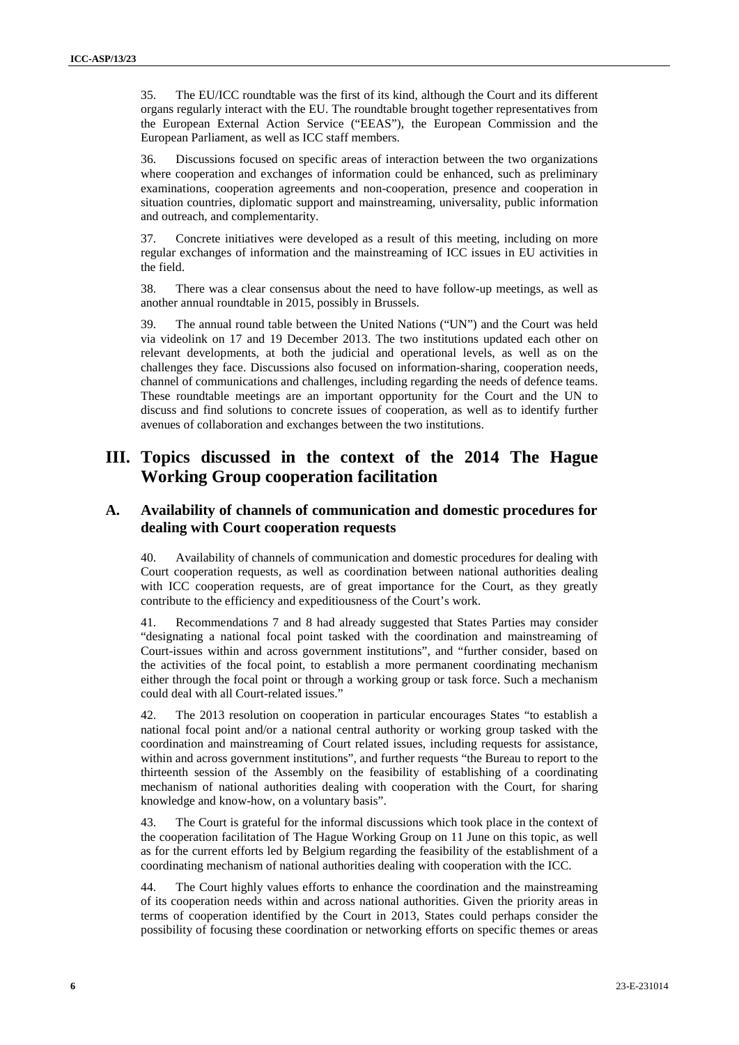35. The EU/ICC roundtable was the first of its kind, although the Court and its different organs regularly interact with the EU. The roundtable brought together representatives from the European External Action Service ("EEAS"), the European Commission and the European Parliament, as well as ICC staff members.

36. Discussions focused on specific areas of interaction between the two organizations where cooperation and exchanges of information could be enhanced, such as preliminary examinations, cooperation agreements and non-cooperation, presence and cooperation in situation countries, diplomatic support and mainstreaming, universality, public information and outreach, and complementarity.

37. Concrete initiatives were developed as a result of this meeting, including on more regular exchanges of information and the mainstreaming of ICC issues in EU activities in the field.

38. There was a clear consensus about the need to have follow-up meetings, as well as another annual roundtable in 2015, possibly in Brussels.

39. The annual round table between the United Nations ("UN") and the Court was held via videolink on 17 and 19 December 2013. The two institutions updated each other on relevant developments, at both the judicial and operational levels, as well as on the challenges they face. Discussions also focused on information-sharing, cooperation needs, channel of communications and challenges, including regarding the needs of defence teams. These roundtable meetings are an important opportunity for the Court and the UN to discuss and find solutions to concrete issues of cooperation, as well as to identify further avenues of collaboration and exchanges between the two institutions.

# III. Topics discussed in the context of the 2014 The Hague Working Group cooperation facilitation

## A. Availability of channels of communication and domestic procedures for dealing with Court cooperation requests

40. Availability of channels of communication and domestic procedures for dealing with Court cooperation requests, as well as coordination between national authorities dealing with ICC cooperation requests, are of great importance for the Court, as they greatly contribute to the efficiency and expeditiousness of the Court's work.

41. Recommendations 7 and 8 had already suggested that States Parties may consider "designating a national focal point tasked with the coordination and mainstreaming of Court-issues within and across government institutions", and "further consider, based on the activities of the focal point, to establish a more permanent coordinating mechanism either through the focal point or through a working group or task force. Such a mechanism could deal with all Court-related issues."

42. The 2013 resolution on cooperation in particular encourages States "to establish a national focal point and/or a national central authority or working group tasked with the coordination and mainstreaming of Court related issues, including requests for assistance, within and across government institutions", and further requests "the Bureau to report to the thirteenth session of the Assembly on the feasibility of establishing of a coordinating mechanism of national authorities dealing with cooperation with the Court, for sharing knowledge and know-how, on a voluntary basis".

43. The Court is grateful for the informal discussions which took place in the context of the cooperation facilitation of The Hague Working Group on 11 June on this topic, as well as for the current efforts led by Belgium regarding the feasibility of the establishment of a coordinating mechanism of national authorities dealing with cooperation with the ICC.

44. The Court highly values efforts to enhance the coordination and the mainstreaming of its cooperation needs within and across national authorities. Given the priority areas in terms of cooperation identified by the Court in 2013, States could perhaps consider the possibility of focusing these coordination or networking efforts on specific themes or areas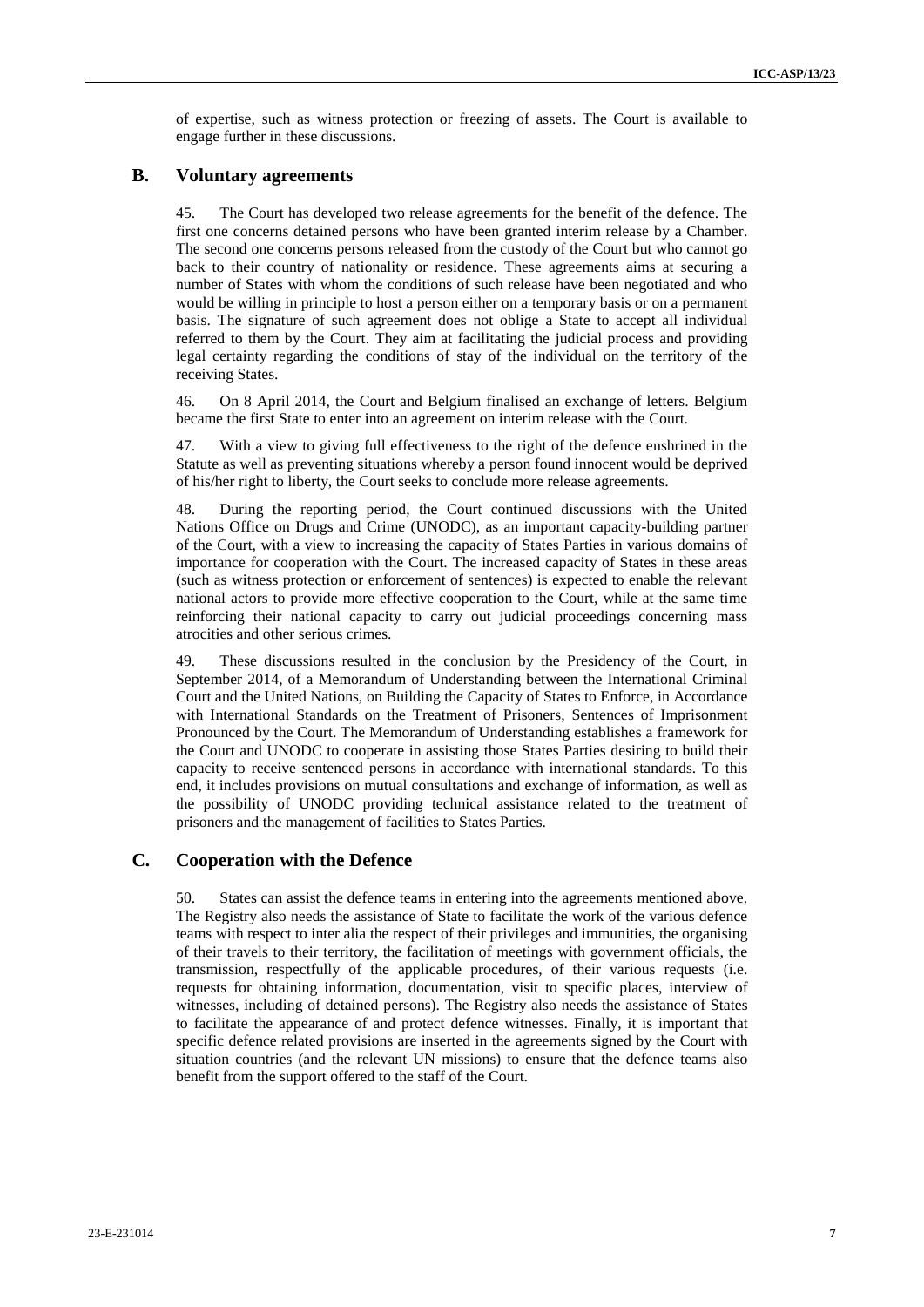of expertise, such as witness protection or freezing of assets. The Court is available to engage further in these discussions.

## B. Voluntary agreements

45. The Court has developed two release agreements for the benefit of the defence. The first one concerns detained persons who have been granted interim release by a Chamber. The second one concerns persons released from the custody of the Court but who cannot go back to their country of nationality or residence. These agreements aims at securing a number of States with whom the conditions of such release have been negotiated and who would be willing in principle to host a person either on a temporary basis or on a permanent basis. The signature of such agreement does not oblige a State to accept all individual referred to them by the Court. They aim at facilitating the judicial process and providing legal certainty regarding the conditions of stay of the individual on the territory of the receiving States.

46. On 8 April 2014, the Court and Belgium finalised an exchange of letters. Belgium became the first State to enter into an agreement on interim release with the Court.

47. With a view to giving full effectiveness to the right of the defence enshrined in the Statute as well as preventing situations whereby a person found innocent would be deprived of his/her right to liberty, the Court seeks to conclude more release agreements.

48. During the reporting period, the Court continued discussions with the United Nations Office on Drugs and Crime (UNODC), as an important capacity-building partner of the Court, with a view to increasing the capacity of States Parties in various domains of importance for cooperation with the Court. The increased capacity of States in these areas (such as witness protection or enforcement of sentences) is expected to enable the relevant national actors to provide more effective cooperation to the Court, while at the same time reinforcing their national capacity to carry out judicial proceedings concerning mass atrocities and other serious crimes.

49. These discussions resulted in the conclusion by the Presidency of the Court, in September 2014, of a Memorandum of Understanding between the International Criminal Court and the United Nations, on Building the Capacity of States to Enforce, in Accordance with International Standards on the Treatment of Prisoners, Sentences of Imprisonment Pronounced by the Court. The Memorandum of Understanding establishes a framework for the Court and UNODC to cooperate in assisting those States Parties desiring to build their capacity to receive sentenced persons in accordance with international standards. To this end, it includes provisions on mutual consultations and exchange of information, as well as the possibility of UNODC providing technical assistance related to the treatment of prisoners and the management of facilities to States Parties.

## C. Cooperation with the Defence

50. States can assist the defence teams in entering into the agreements mentioned above. The Registry also needs the assistance of State to facilitate the work of the various defence teams with respect to inter alia the respect of their privileges and immunities, the organising of their travels to their territory, the facilitation of meetings with government officials, the transmission, respectfully of the applicable procedures, of their various requests (i.e. requests for obtaining information, documentation, visit to specific places, interview of witnesses, including of detained persons). The Registry also needs the assistance of States to facilitate the appearance of and protect defence witnesses. Finally, it is important that specific defence related provisions are inserted in the agreements signed by the Court with situation countries (and the relevant UN missions) to ensure that the defence teams also benefit from the support offered to the staff of the Court.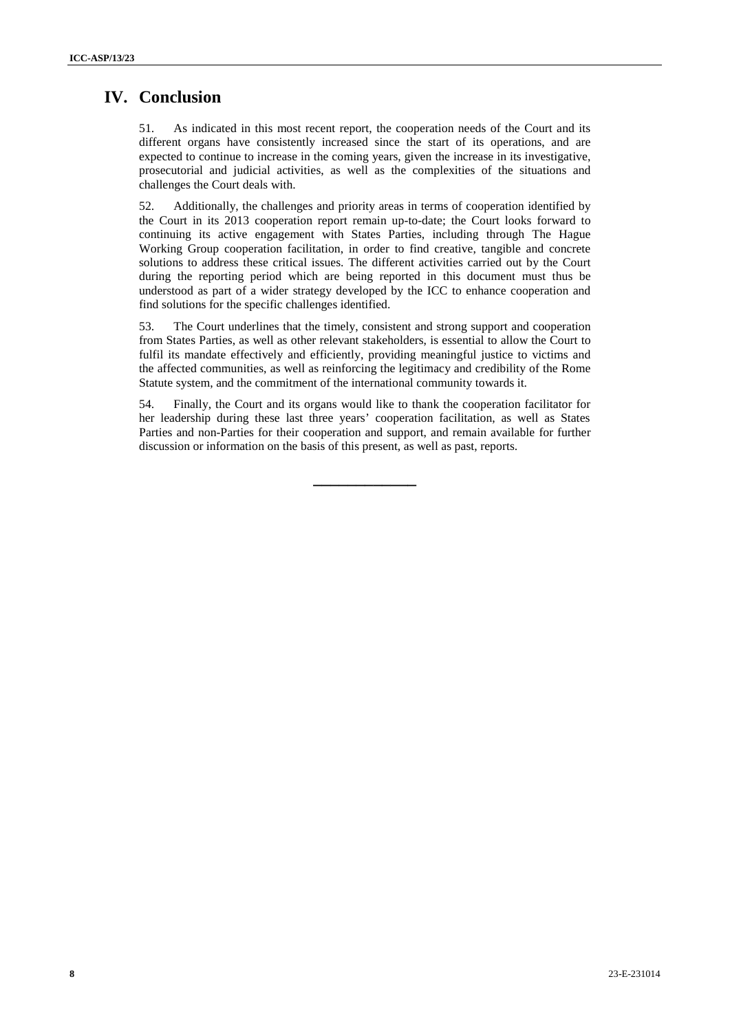# IV. Conclusion

51. As indicated in this most recent report, the cooperation needs of the Court and its different organs have consistently increased since the start of its operations, and are expected to continue to increase in the coming years, given the increase in its investigative, prosecutorial and judicial activities, as well as the complexities of the situations and challenges the Court deals with.

52. Additionally, the challenges and priority areas in terms of cooperation identified by the Court in its 2013 cooperation report remain up-to-date; the Court looks forward to continuing its active engagement with States Parties, including through The Hague Working Group cooperation facilitation, in order to find creative, tangible and concrete solutions to address these critical issues. The different activities carried out by the Court during the reporting period which are being reported in this document must thus be understood as part of a wider strategy developed by the ICC to enhance cooperation and find solutions for the specific challenges identified.

53. The Court underlines that the timely, consistent and strong support and cooperation from States Parties, as well as other relevant stakeholders, is essential to allow the Court to fulfil its mandate effectively and efficiently, providing meaningful justice to victims and the affected communities, as well as reinforcing the legitimacy and credibility of the Rome Statute system, and the commitment of the international community towards it.

54. Finally, the Court and its organs would like to thank the cooperation facilitator for her leadership during these last three years' cooperation facilitation, as well as States Parties and non-Parties for their cooperation and support, and remain available for further discussion or information on the basis of this present, as well as past, reports.

---